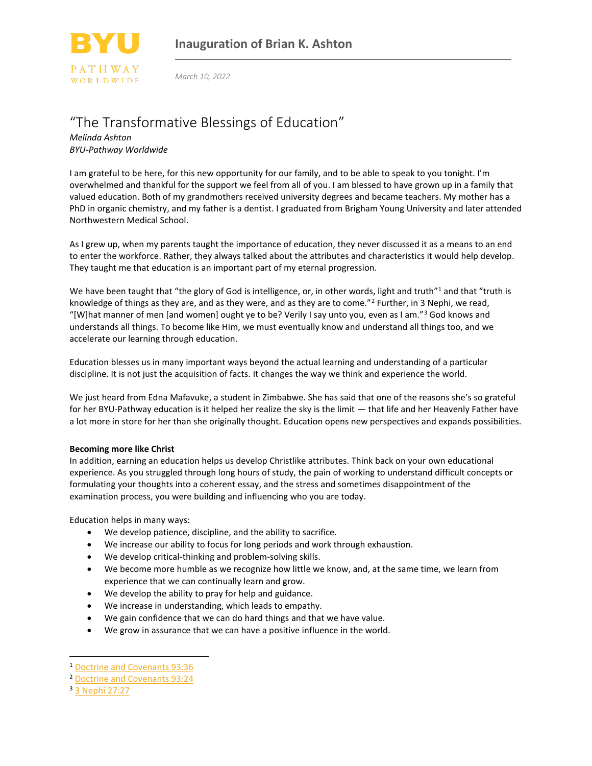# Inauguration of Brian K. Ashton

*March 10, 2022*

## "The Transformative Blessings of Education"

*Melinda Ashton*
*BYU-Pathway Worldwide*

I am grateful to be here, for this new opportunity for our family, and to be able to speak to you tonight. I'm overwhelmed and thankful for the support we feel from all of you. I am blessed to have grown up in a family that valued education. Both of my grandmothers received university degrees and became teachers. My mother has a PhD in organic chemistry, and my father is a dentist. I graduated from Brigham Young University and later attended Northwestern Medical School.

As I grew up, when my parents taught the importance of education, they never discussed it as a means to an end to enter the workforce. Rather, they always talked about the attributes and characteristics it would help develop. They taught me that education is an important part of my eternal progression.

We have been taught that "the glory of God is intelligence, or, in other words, light and truth"[1] and that "truth is knowledge of things as they are, and as they were, and as they are to come."[2] Further, in 3 Nephi, we read, "[W]hat manner of men [and women] ought ye to be? Verily I say unto you, even as I am."[3] God knows and understands all things. To become like Him, we must eventually know and understand all things too, and we accelerate our learning through education.

Education blesses us in many important ways beyond the actual learning and understanding of a particular discipline. It is not just the acquisition of facts. It changes the way we think and experience the world.

We just heard from Edna Mafavuke, a student in Zimbabwe. She has said that one of the reasons she's so grateful for her BYU-Pathway education is it helped her realize the sky is the limit — that life and her Heavenly Father have a lot more in store for her than she originally thought. Education opens new perspectives and expands possibilities.

**Becoming more like Christ**

In addition, earning an education helps us develop Christlike attributes. Think back on your own educational experience. As you struggled through long hours of study, the pain of working to understand difficult concepts or formulating your thoughts into a coherent essay, and the stress and sometimes disappointment of the examination process, you were building and influencing who you are today.

Education helps in many ways:

- We develop patience, discipline, and the ability to sacrifice.
- We increase our ability to focus for long periods and work through exhaustion.
- We develop critical-thinking and problem-solving skills.
- We become more humble as we recognize how little we know, and, at the same time, we learn from experience that we can continually learn and grow.
- We develop the ability to pray for help and guidance.
- We increase in understanding, which leads to empathy.
- We gain confidence that we can do hard things and that we have value.
- We grow in assurance that we can have a positive influence in the world.

---

[1] Doctrine and Covenants 93:36

[2] Doctrine and Covenants 93:24

[3] 3 Nephi 27:27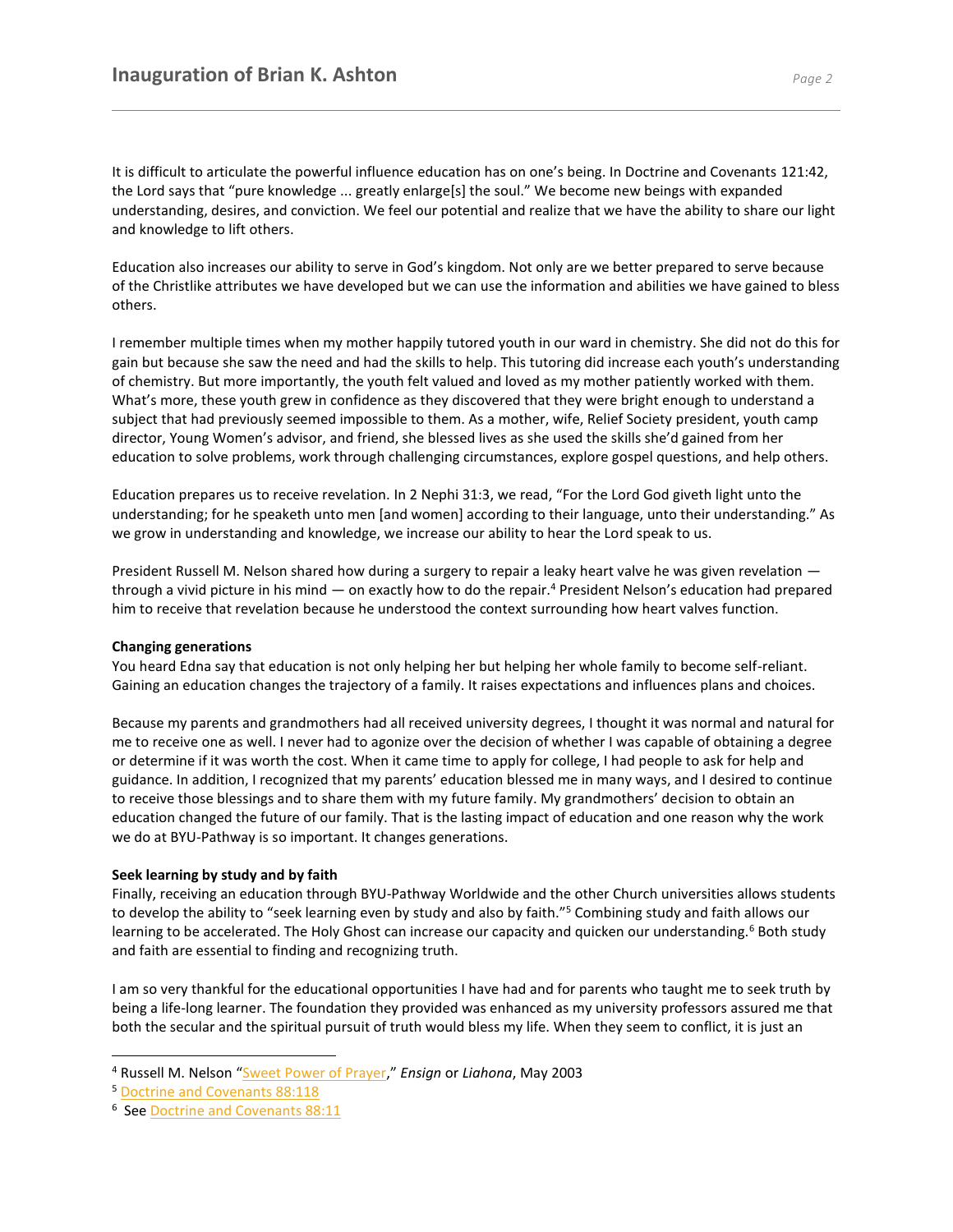It is difficult to articulate the powerful influence education has on one's being. In Doctrine and Covenants 121:42, the Lord says that "pure knowledge ... greatly enlarge[s] the soul." We become new beings with expanded understanding, desires, and conviction. We feel our potential and realize that we have the ability to share our light and knowledge to lift others.

Education also increases our ability to serve in God's kingdom. Not only are we better prepared to serve because of the Christlike attributes we have developed but we can use the information and abilities we have gained to bless others.

I remember multiple times when my mother happily tutored youth in our ward in chemistry. She did not do this for gain but because she saw the need and had the skills to help. This tutoring did increase each youth's understanding of chemistry. But more importantly, the youth felt valued and loved as my mother patiently worked with them. What's more, these youth grew in confidence as they discovered that they were bright enough to understand a subject that had previously seemed impossible to them. As a mother, wife, Relief Society president, youth camp director, Young Women's advisor, and friend, she blessed lives as she used the skills she'd gained from her education to solve problems, work through challenging circumstances, explore gospel questions, and help others.

Education prepares us to receive revelation. In 2 Nephi 31:3, we read, "For the Lord God giveth light unto the understanding; for he speaketh unto men [and women] according to their language, unto their understanding." As we grow in understanding and knowledge, we increase our ability to hear the Lord speak to us.

President Russell M. Nelson shared how during a surgery to repair a leaky heart valve he was given revelation — through a vivid picture in his mind — on exactly how to do the repair.[4] President Nelson's education had prepared him to receive that revelation because he understood the context surrounding how heart valves function.

**Changing generations**

You heard Edna say that education is not only helping her but helping her whole family to become self-reliant. Gaining an education changes the trajectory of a family. It raises expectations and influences plans and choices.

Because my parents and grandmothers had all received university degrees, I thought it was normal and natural for me to receive one as well. I never had to agonize over the decision of whether I was capable of obtaining a degree or determine if it was worth the cost. When it came time to apply for college, I had people to ask for help and guidance. In addition, I recognized that my parents' education blessed me in many ways, and I desired to continue to receive those blessings and to share them with my future family. My grandmothers' decision to obtain an education changed the future of our family. That is the lasting impact of education and one reason why the work we do at BYU-Pathway is so important. It changes generations.

**Seek learning by study and by faith**

Finally, receiving an education through BYU-Pathway Worldwide and the other Church universities allows students to develop the ability to "seek learning even by study and also by faith."[5] Combining study and faith allows our learning to be accelerated. The Holy Ghost can increase our capacity and quicken our understanding.[6] Both study and faith are essential to finding and recognizing truth.

I am so very thankful for the educational opportunities I have had and for parents who taught me to seek truth by being a life-long learner. The foundation they provided was enhanced as my university professors assured me that both the secular and the spiritual pursuit of truth would bless my life. When they seem to conflict, it is just an

---

[4] Russell M. Nelson "Sweet Power of Prayer," *Ensign* or *Liahona*, May 2003

[5] Doctrine and Covenants 88:118

[6] See Doctrine and Covenants 88:11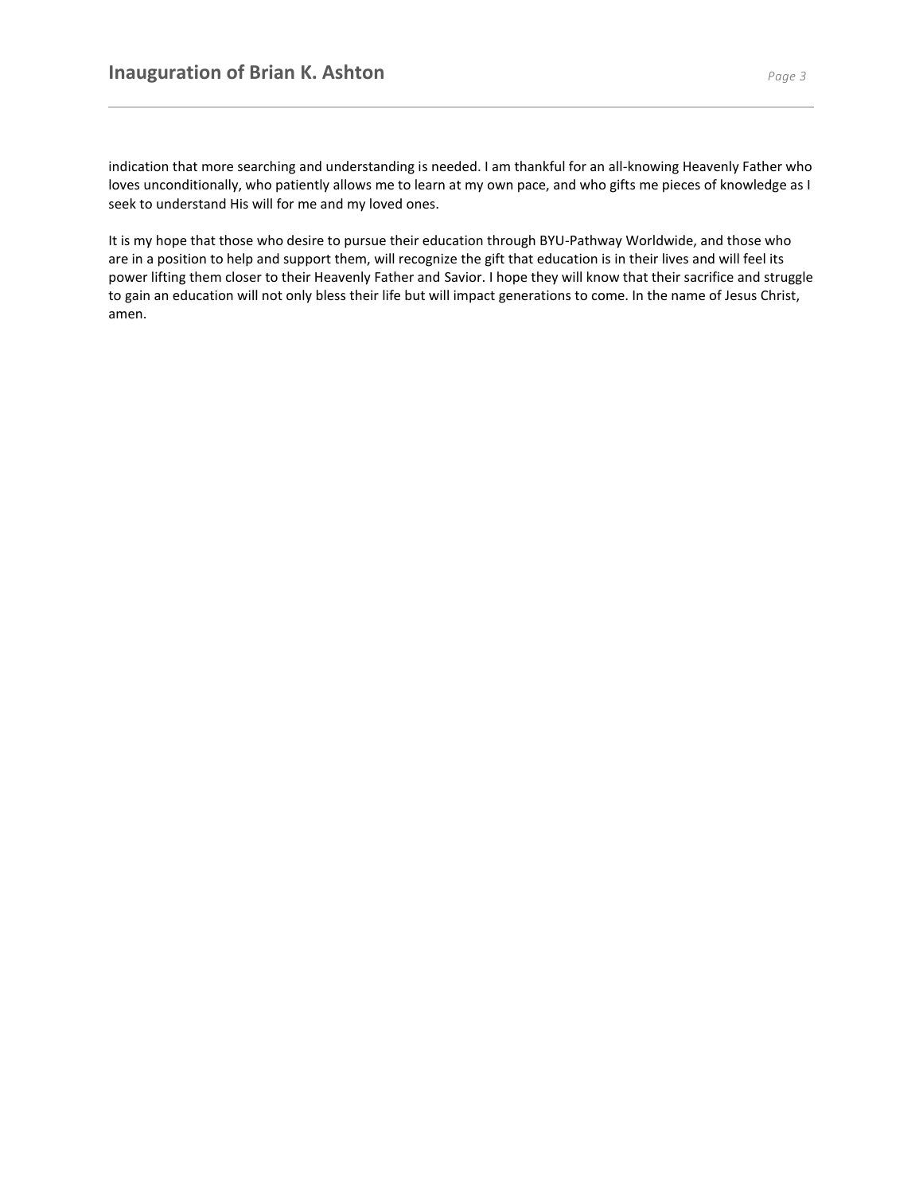indication that more searching and understanding is needed. I am thankful for an all-knowing Heavenly Father who loves unconditionally, who patiently allows me to learn at my own pace, and who gifts me pieces of knowledge as I seek to understand His will for me and my loved ones.

It is my hope that those who desire to pursue their education through BYU-Pathway Worldwide, and those who are in a position to help and support them, will recognize the gift that education is in their lives and will feel its power lifting them closer to their Heavenly Father and Savior. I hope they will know that their sacrifice and struggle to gain an education will not only bless their life but will impact generations to come. In the name of Jesus Christ, amen.